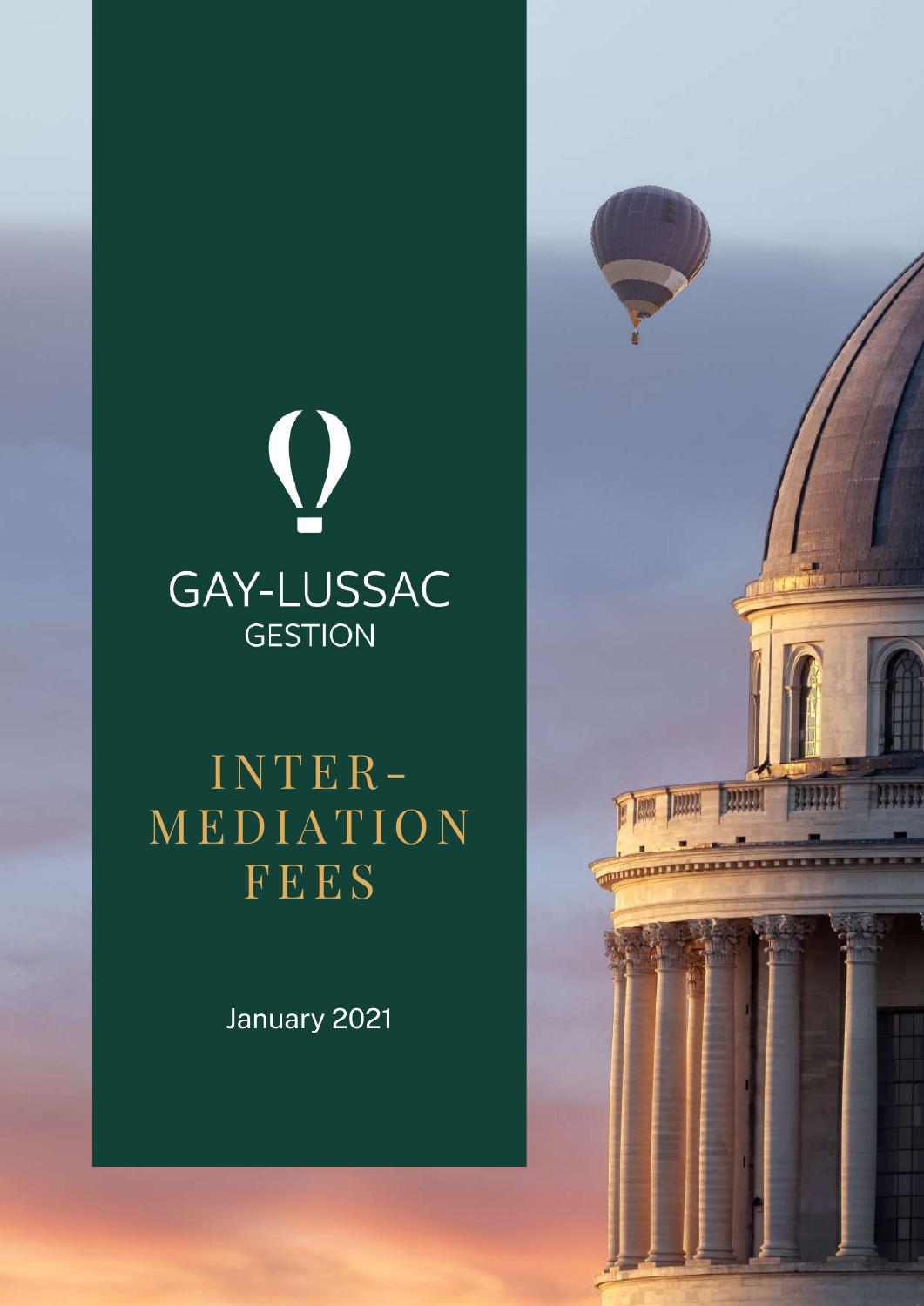GAY-LUSSAC
GESTION

# INTER-MEDIATION FEES

January 2021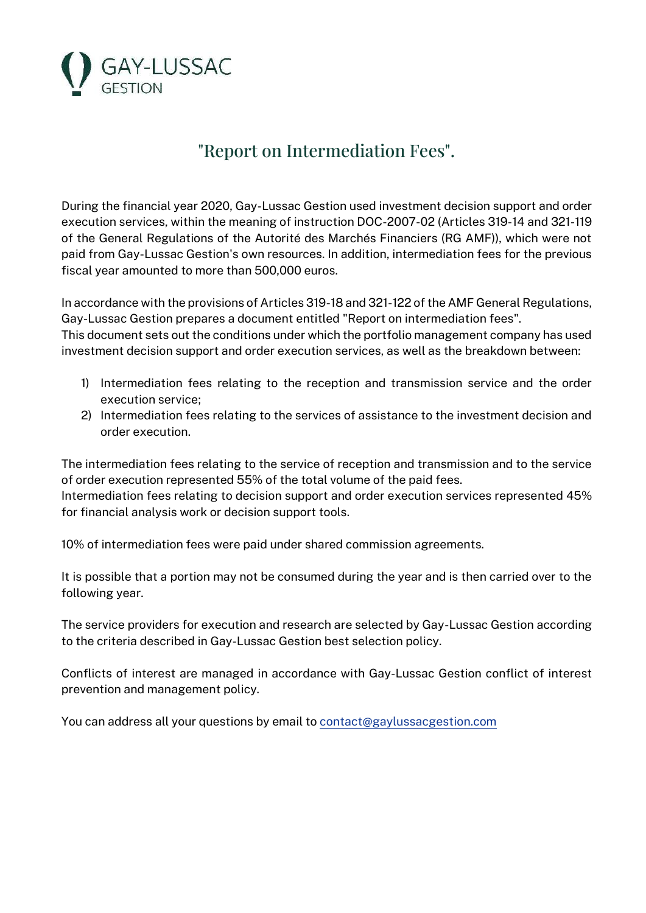GAY-LUSSAC GESTION

# "Report on Intermediation Fees".

During the financial year 2020, Gay-Lussac Gestion used investment decision support and order execution services, within the meaning of instruction DOC-2007-02 (Articles 319-14 and 321-119 of the General Regulations of the Autorité des Marchés Financiers (RG AMF)), which were not paid from Gay-Lussac Gestion's own resources. In addition, intermediation fees for the previous fiscal year amounted to more than 500,000 euros.

In accordance with the provisions of Articles 319-18 and 321-122 of the AMF General Regulations, Gay-Lussac Gestion prepares a document entitled "Report on intermediation fees".
This document sets out the conditions under which the portfolio management company has used investment decision support and order execution services, as well as the breakdown between:

1) Intermediation fees relating to the reception and transmission service and the order execution service;
2) Intermediation fees relating to the services of assistance to the investment decision and order execution.

The intermediation fees relating to the service of reception and transmission and to the service of order execution represented 55% of the total volume of the paid fees.
Intermediation fees relating to decision support and order execution services represented 45% for financial analysis work or decision support tools.

10% of intermediation fees were paid under shared commission agreements.

It is possible that a portion may not be consumed during the year and is then carried over to the following year.

The service providers for execution and research are selected by Gay-Lussac Gestion according to the criteria described in Gay-Lussac Gestion best selection policy.

Conflicts of interest are managed in accordance with Gay-Lussac Gestion conflict of interest prevention and management policy.

You can address all your questions by email to contact@gaylussacgestion.com